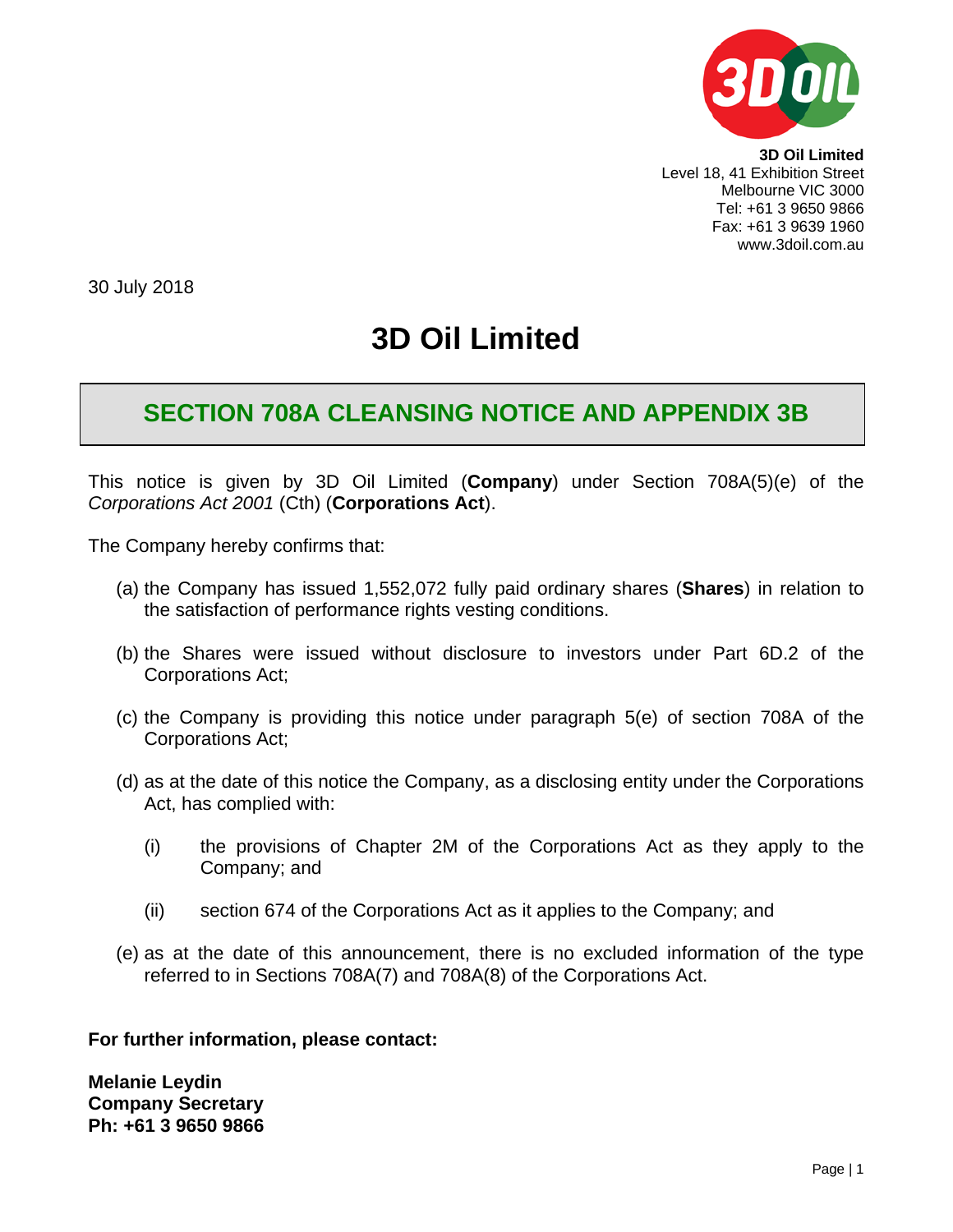**3D Oil Limited**
Level 18, 41 Exhibition Street
Melbourne VIC 3000
Tel: +61 3 9650 9866
Fax: +61 3 9639 1960
www.3doil.com.au

30 July 2018

# 3D Oil Limited

## SECTION 708A CLEANSING NOTICE AND APPENDIX 3B

This notice is given by 3D Oil Limited (**Company**) under Section 708A(5)(e) of the *Corporations Act 2001* (Cth) (**Corporations Act**).

The Company hereby confirms that:

(a) the Company has issued 1,552,072 fully paid ordinary shares (**Shares**) in relation to the satisfaction of performance rights vesting conditions.

(b) the Shares were issued without disclosure to investors under Part 6D.2 of the Corporations Act;

(c) the Company is providing this notice under paragraph 5(e) of section 708A of the Corporations Act;

(d) as at the date of this notice the Company, as a disclosing entity under the Corporations Act, has complied with:

  (i) the provisions of Chapter 2M of the Corporations Act as they apply to the Company; and

  (ii) section 674 of the Corporations Act as it applies to the Company; and

(e) as at the date of this announcement, there is no excluded information of the type referred to in Sections 708A(7) and 708A(8) of the Corporations Act.

**For further information, please contact:**

**Melanie Leydin**
**Company Secretary**
**Ph: +61 3 9650 9866**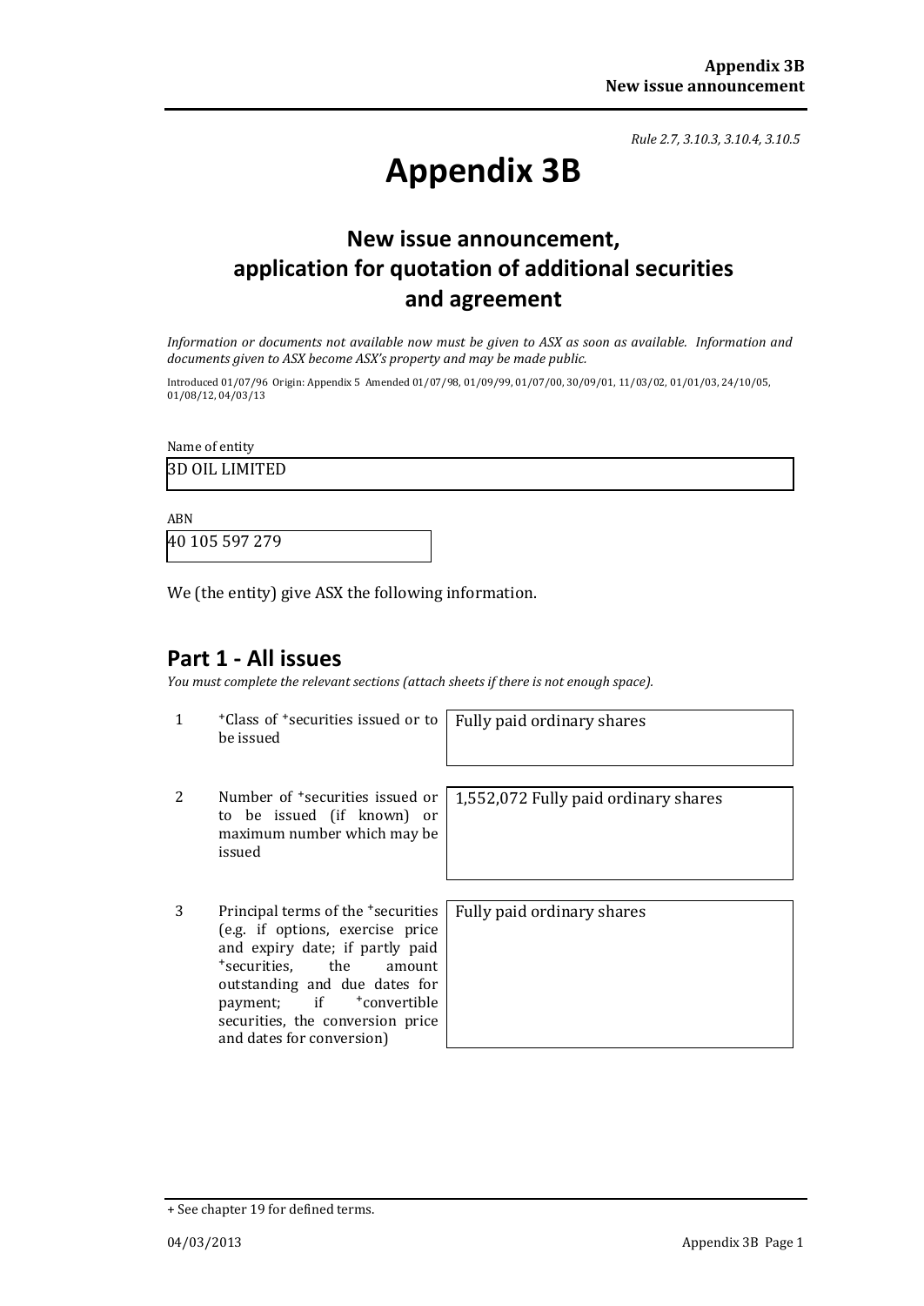*Rule 2.7, 3.10.3, 3.10.4, 3.10.5*

# Appendix 3B

## New issue announcement, application for quotation of additional securities and agreement

*Information or documents not available now must be given to ASX as soon as available. Information and documents given to ASX become ASX's property and may be made public.*

Introduced 01/07/96 Origin: Appendix 5 Amended 01/07/98, 01/09/99, 01/07/00, 30/09/01, 11/03/02, 01/01/03, 24/10/05, 01/08/12, 04/03/13

Name of entity

3D OIL LIMITED

ABN

40 105 597 279

We (the entity) give ASX the following information.

## Part 1 - All issues

*You must complete the relevant sections (attach sheets if there is not enough space).*

| | | |
|---|---|---|
| 1 | +Class of +securities issued or to be issued | Fully paid ordinary shares |
| 2 | Number of +securities issued or to be issued (if known) or maximum number which may be issued | 1,552,072 Fully paid ordinary shares |
| 3 | Principal terms of the +securities (e.g. if options, exercise price and expiry date; if partly paid +securities, the amount outstanding and due dates for payment; if +convertible securities, the conversion price and dates for conversion) | Fully paid ordinary shares |

+ See chapter 19 for defined terms.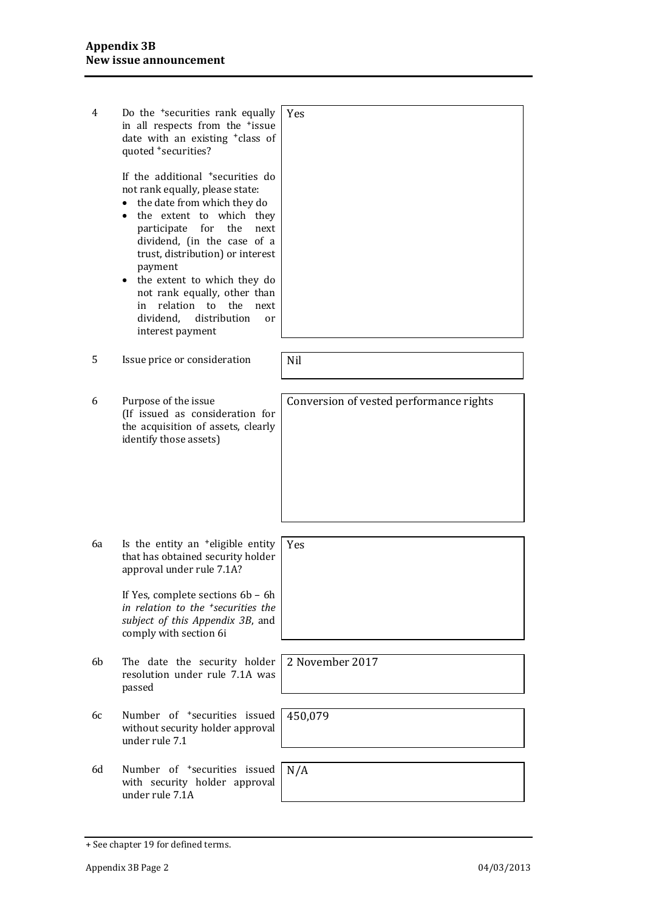| | | |
|---|---|---|
| 4 | Do the +securities rank equally in all respects from the +issue date with an existing +class of quoted +securities?<br><br>If the additional +securities do not rank equally, please state:<br>• the date from which they do<br>• the extent to which they participate for the next dividend, (in the case of a trust, distribution) or interest payment<br>• the extent to which they do not rank equally, other than in relation to the next dividend, distribution or interest payment | Yes |
| 5 | Issue price or consideration | Nil |
| 6 | Purpose of the issue<br>(If issued as consideration for the acquisition of assets, clearly identify those assets) | Conversion of vested performance rights |
| 6a | Is the entity an +eligible entity that has obtained security holder approval under rule 7.1A?<br><br>If Yes, complete sections 6b – 6h *in relation to the +securities the subject of this Appendix 3B*, and comply with section 6i | Yes |
| 6b | The date the security holder resolution under rule 7.1A was passed | 2 November 2017 |
| 6c | Number of +securities issued without security holder approval under rule 7.1 | 450,079 |
| 6d | Number of +securities issued with security holder approval under rule 7.1A | N/A |

+ See chapter 19 for defined terms.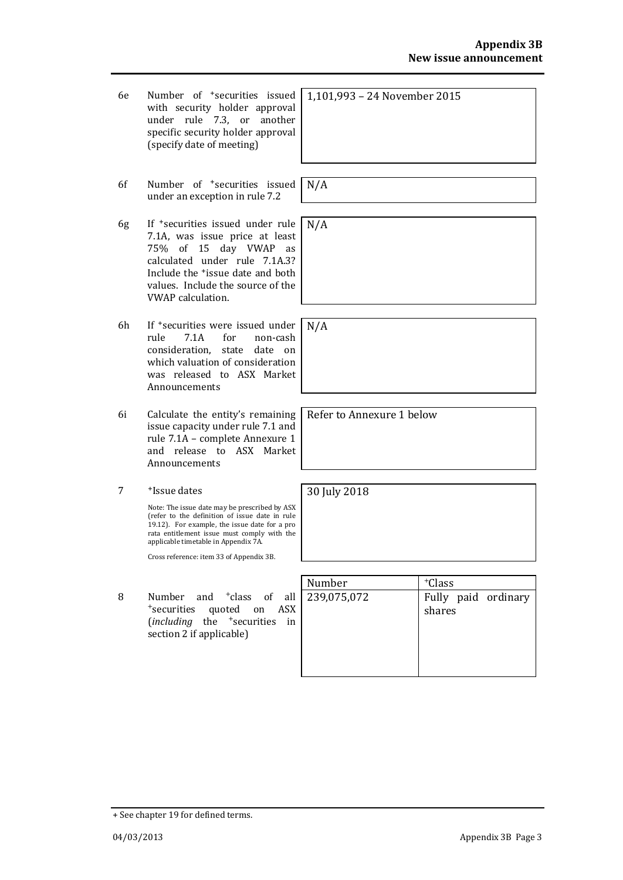| | | |
|---|---|---|
| 6e | Number of +securities issued with security holder approval under rule 7.3, or another specific security holder approval (specify date of meeting) | 1,101,993 – 24 November 2015 |
| 6f | Number of +securities issued under an exception in rule 7.2 | N/A |
| 6g | If +securities issued under rule 7.1A, was issue price at least 75% of 15 day VWAP as calculated under rule 7.1A.3? Include the +issue date and both values. Include the source of the VWAP calculation. | N/A |
| 6h | If +securities were issued under rule 7.1A for non-cash consideration, state date on which valuation of consideration was released to ASX Market Announcements | N/A |
| 6i | Calculate the entity's remaining issue capacity under rule 7.1 and rule 7.1A – complete Annexure 1 and release to ASX Market Announcements | Refer to Annexure 1 below |
| 7 | +Issue dates<br><br>Note: The issue date may be prescribed by ASX (refer to the definition of issue date in rule 19.12). For example, the issue date for a pro rata entitlement issue must comply with the applicable timetable in Appendix 7A.<br><br>Cross reference: item 33 of Appendix 3B. | 30 July 2018 |

| | | Number | +Class |
|---|---|---|---|
| 8 | Number and +class of all +securities quoted on ASX (*including* the +securities in section 2 if applicable) | 239,075,072 | Fully paid ordinary shares |

+ See chapter 19 for defined terms.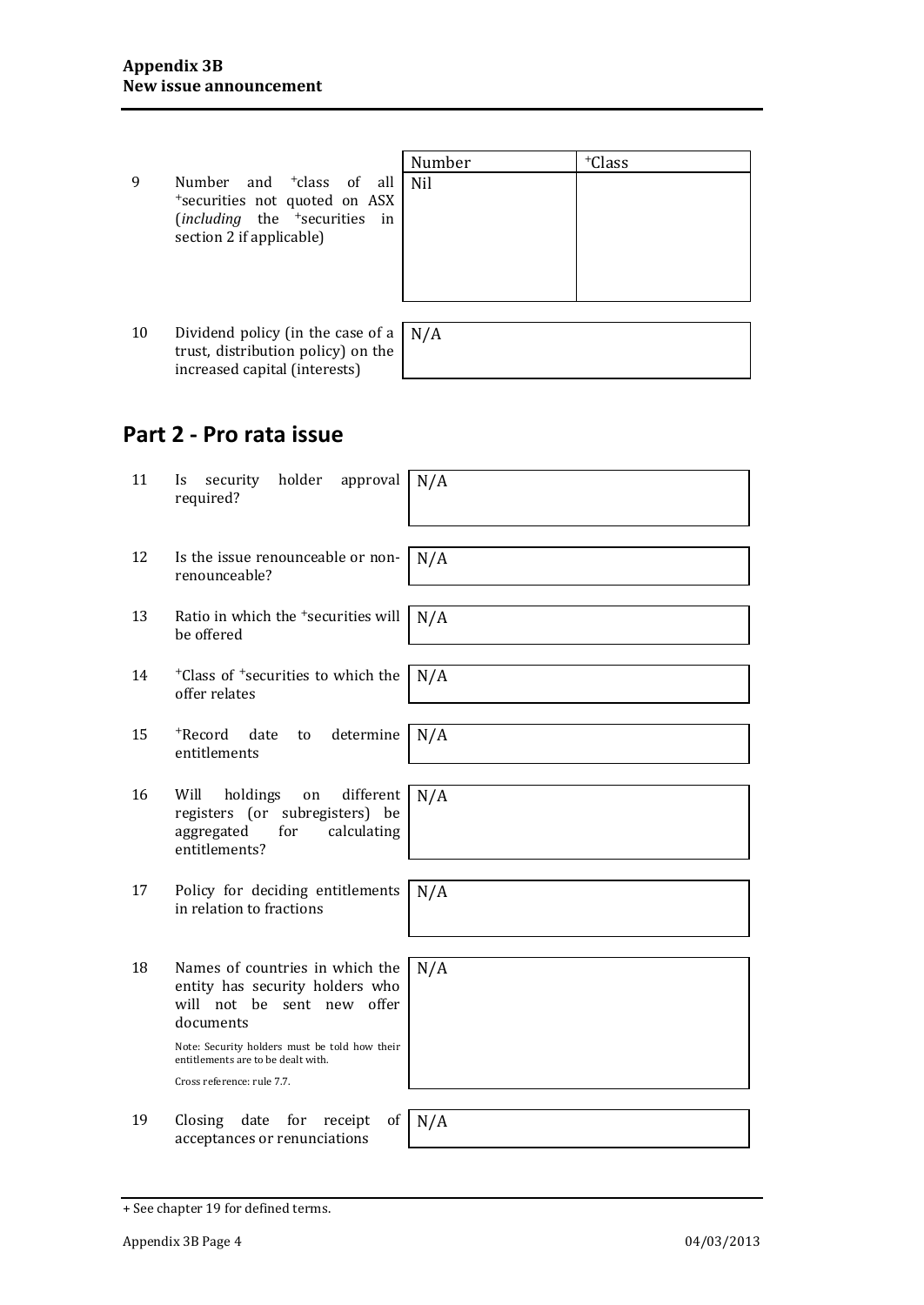| | | Number | +Class |
|---|---|---|---|
| 9 | Number and +class of all +securities not quoted on ASX (*including* the +securities in section 2 if applicable) | Nil | |

| | | |
|---|---|---|
| 10 | Dividend policy (in the case of a trust, distribution policy) on the increased capital (interests) | N/A |

## Part 2 - Pro rata issue

| | | |
|---|---|---|
| 11 | Is security holder approval required? | N/A |
| 12 | Is the issue renounceable or non-renounceable? | N/A |
| 13 | Ratio in which the +securities will be offered | N/A |
| 14 | +Class of +securities to which the offer relates | N/A |
| 15 | +Record date to determine entitlements | N/A |
| 16 | Will holdings on different registers (or subregisters) be aggregated for calculating entitlements? | N/A |
| 17 | Policy for deciding entitlements in relation to fractions | N/A |
| 18 | Names of countries in which the entity has security holders who will not be sent new offer documents<br><br>Note: Security holders must be told how their entitlements are to be dealt with.<br><br>Cross reference: rule 7.7. | N/A |
| 19 | Closing date for receipt of acceptances or renunciations | N/A |

+ See chapter 19 for defined terms.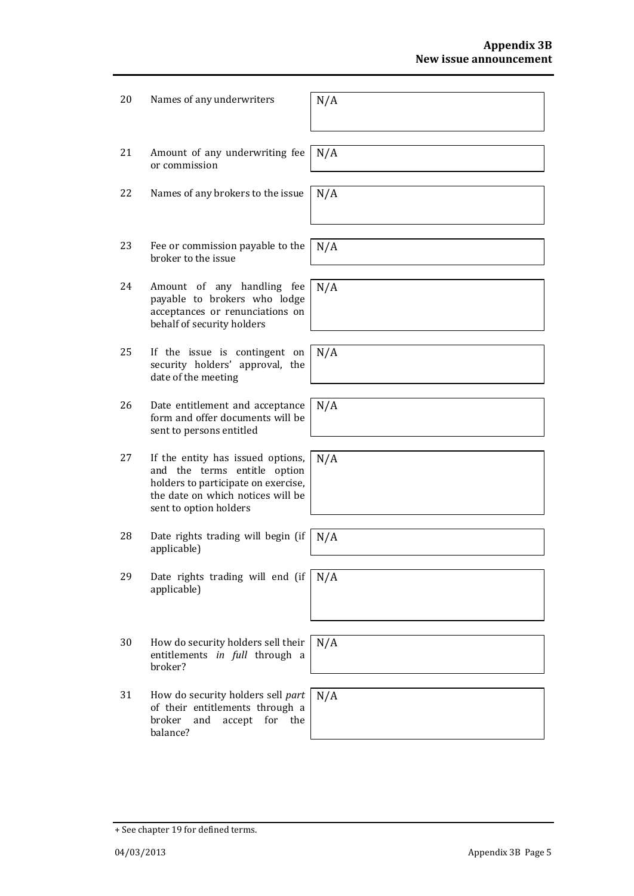| | | |
|---|---|---|
| 20 | Names of any underwriters | N/A |
| 21 | Amount of any underwriting fee or commission | N/A |
| 22 | Names of any brokers to the issue | N/A |
| 23 | Fee or commission payable to the broker to the issue | N/A |
| 24 | Amount of any handling fee payable to brokers who lodge acceptances or renunciations on behalf of security holders | N/A |
| 25 | If the issue is contingent on security holders' approval, the date of the meeting | N/A |
| 26 | Date entitlement and acceptance form and offer documents will be sent to persons entitled | N/A |
| 27 | If the entity has issued options, and the terms entitle option holders to participate on exercise, the date on which notices will be sent to option holders | N/A |
| 28 | Date rights trading will begin (if applicable) | N/A |
| 29 | Date rights trading will end (if applicable) | N/A |
| 30 | How do security holders sell their entitlements *in full* through a broker? | N/A |
| 31 | How do security holders sell *part* of their entitlements through a broker and accept for the balance? | N/A |

+ See chapter 19 for defined terms.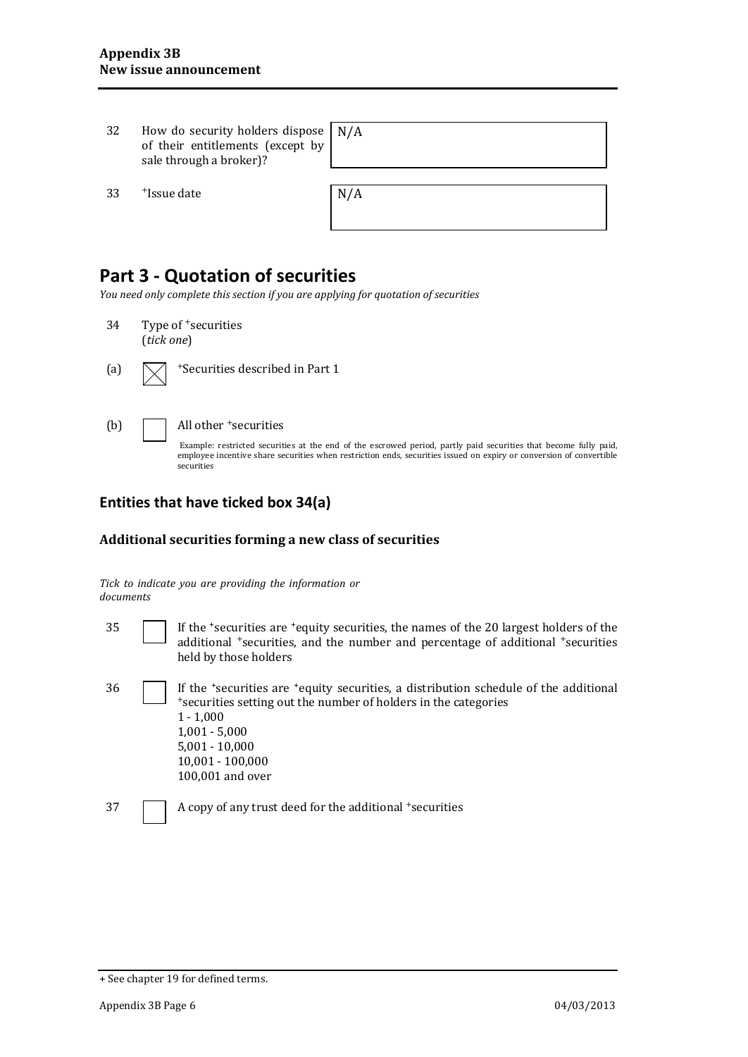| | | |
|---|---|---|
| 32 | How do security holders dispose of their entitlements (except by sale through a broker)? | N/A |
| 33 | +Issue date | N/A |

# Part 3 - Quotation of securities

*You need only complete this section if you are applying for quotation of securities*

34 Type of +securities
(*tick one*)

(a) ☒ +Securities described in Part 1

(b) ☐ All other +securities

Example: restricted securities at the end of the escrowed period, partly paid securities that become fully paid, employee incentive share securities when restriction ends, securities issued on expiry or conversion of convertible securities

## Entities that have ticked box 34(a)

### Additional securities forming a new class of securities

*Tick to indicate you are providing the information or documents*

35 ☐ If the +securities are +equity securities, the names of the 20 largest holders of the additional +securities, and the number and percentage of additional +securities held by those holders

36 ☐ If the +securities are +equity securities, a distribution schedule of the additional +securities setting out the number of holders in the categories
1 - 1,000
1,001 - 5,000
5,001 - 10,000
10,001 - 100,000
100,001 and over

37 ☐ A copy of any trust deed for the additional +securities

+ See chapter 19 for defined terms.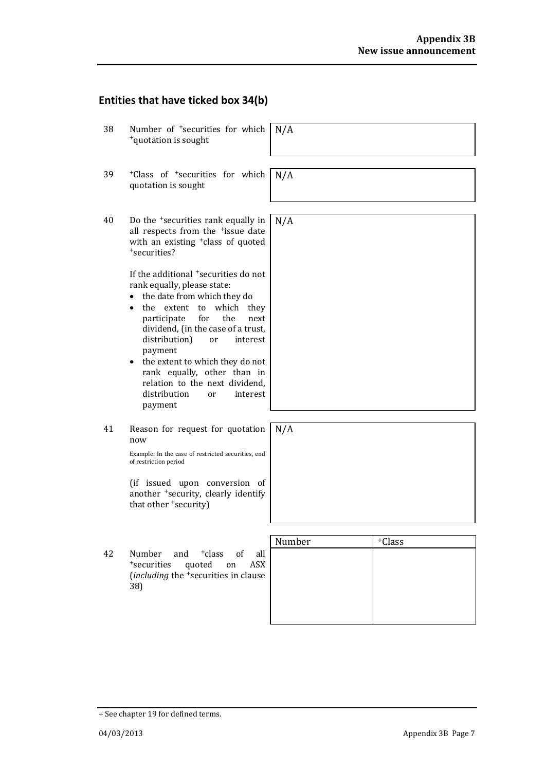## Entities that have ticked box 34(b)

| | | |
|---|---|---|
| 38 | Number of +securities for which +quotation is sought | N/A |
| 39 | +Class of +securities for which quotation is sought | N/A |
| 40 | Do the +securities rank equally in all respects from the +issue date with an existing +class of quoted +securities?<br><br>If the additional +securities do not rank equally, please state:<br>• the date from which they do<br>• the extent to which they participate for the next dividend, (in the case of a trust, distribution) or interest payment<br>• the extent to which they do not rank equally, other than in relation to the next dividend, distribution or interest payment | N/A |
| 41 | Reason for request for quotation now<br><br>Example: In the case of restricted securities, end of restriction period<br><br>(if issued upon conversion of another +security, clearly identify that other +security) | N/A |

| | | Number | +Class |
|---|---|---|---|
| 42 | Number and +class of all +securities quoted on ASX (*including* the +securities in clause 38) | | |

+ See chapter 19 for defined terms.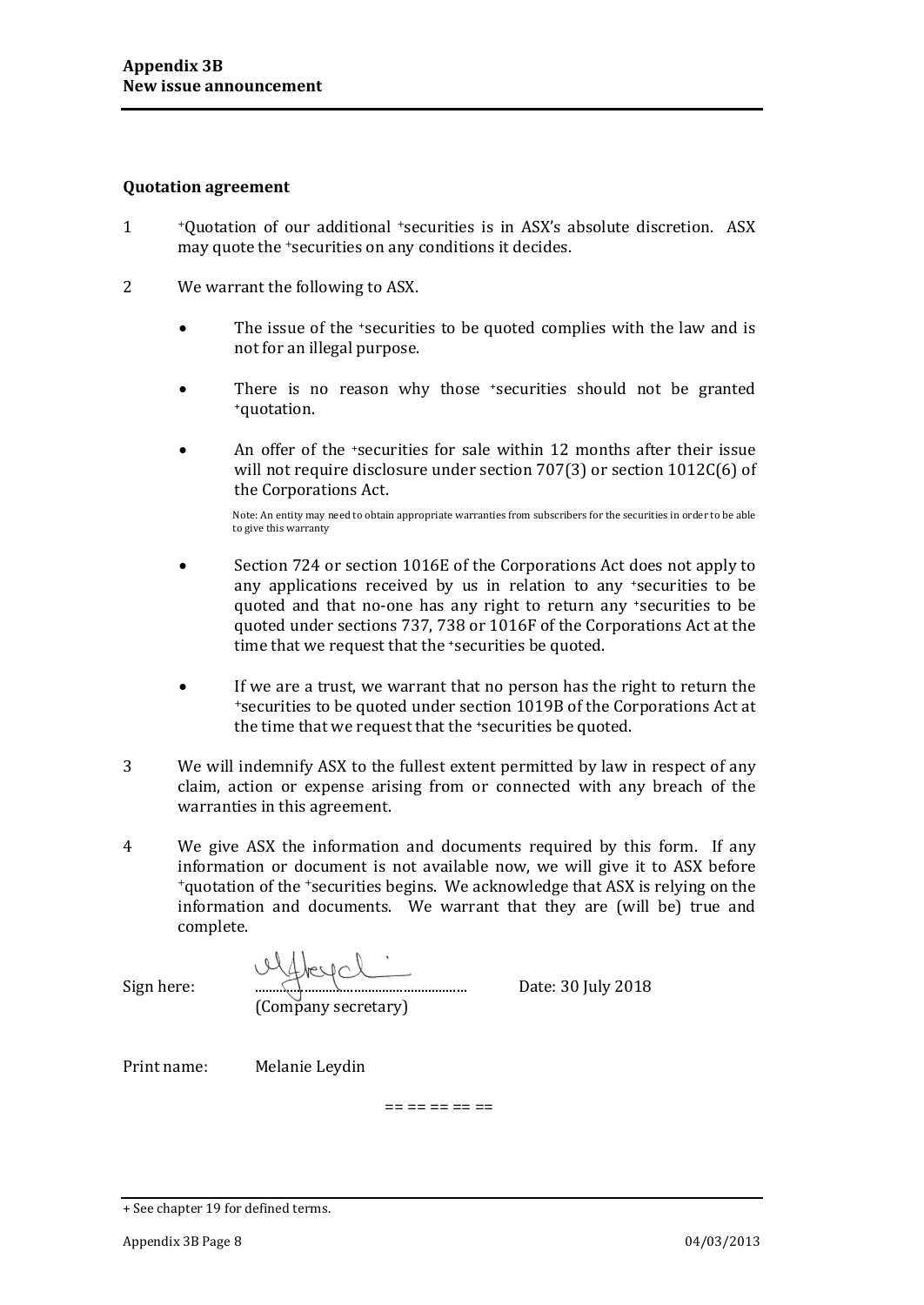### Quotation agreement

1 +Quotation of our additional +securities is in ASX's absolute discretion. ASX may quote the +securities on any conditions it decides.

2 We warrant the following to ASX.

- The issue of the +securities to be quoted complies with the law and is not for an illegal purpose.

- There is no reason why those +securities should not be granted +quotation.

- An offer of the +securities for sale within 12 months after their issue will not require disclosure under section 707(3) or section 1012C(6) of the Corporations Act.

  Note: An entity may need to obtain appropriate warranties from subscribers for the securities in order to be able to give this warranty

- Section 724 or section 1016E of the Corporations Act does not apply to any applications received by us in relation to any +securities to be quoted and that no-one has any right to return any +securities to be quoted under sections 737, 738 or 1016F of the Corporations Act at the time that we request that the +securities be quoted.

- If we are a trust, we warrant that no person has the right to return the +securities to be quoted under section 1019B of the Corporations Act at the time that we request that the +securities be quoted.

3 We will indemnify ASX to the fullest extent permitted by law in respect of any claim, action or expense arising from or connected with any breach of the warranties in this agreement.

4 We give ASX the information and documents required by this form. If any information or document is not available now, we will give it to ASX before +quotation of the +securities begins. We acknowledge that ASX is relying on the information and documents. We warrant that they are (will be) true and complete.

Sign here: ............................................................ (Company secretary) Date: 30 July 2018

Print name: Melanie Leydin

== == == == ==

+ See chapter 19 for defined terms.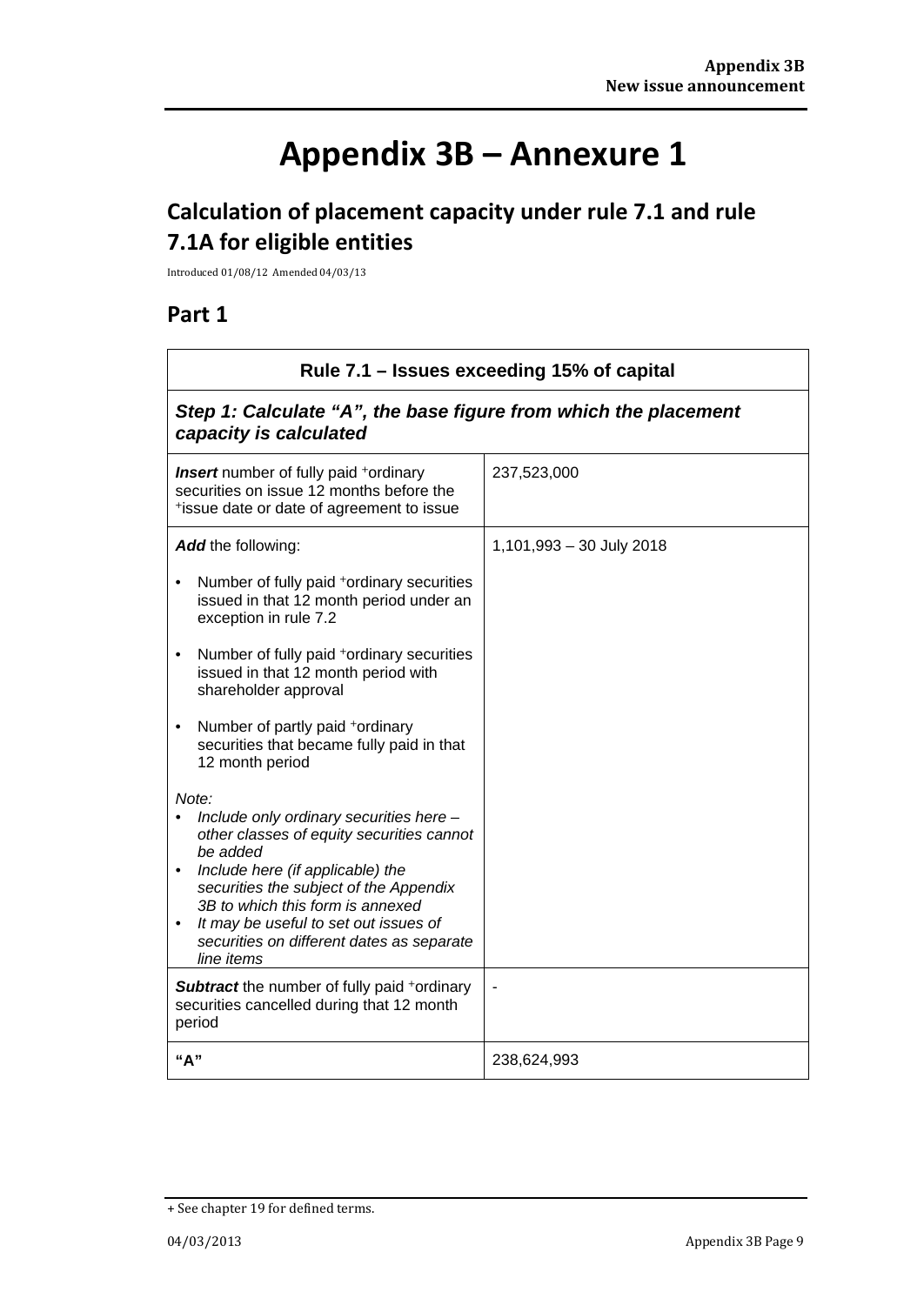# Appendix 3B – Annexure 1

## Calculation of placement capacity under rule 7.1 and rule 7.1A for eligible entities

Introduced 01/08/12 Amended 04/03/13

## Part 1

| Rule 7.1 – Issues exceeding 15% of capital | |
|---|---|
| ***Step 1: Calculate "A", the base figure from which the placement capacity is calculated*** | |
| ***Insert*** number of fully paid +ordinary securities on issue 12 months before the +issue date or date of agreement to issue | 237,523,000 |
| ***Add*** the following:<br>• Number of fully paid +ordinary securities issued in that 12 month period under an exception in rule 7.2<br>• Number of fully paid +ordinary securities issued in that 12 month period with shareholder approval<br>• Number of partly paid +ordinary securities that became fully paid in that 12 month period<br>*Note:*<br>• *Include only ordinary securities here – other classes of equity securities cannot be added*<br>• *Include here (if applicable) the securities the subject of the Appendix 3B to which this form is annexed*<br>• *It may be useful to set out issues of securities on different dates as separate line items* | 1,101,993 – 30 July 2018 |
| ***Subtract*** the number of fully paid +ordinary securities cancelled during that 12 month period | - |
| **"A"** | 238,624,993 |

+ See chapter 19 for defined terms.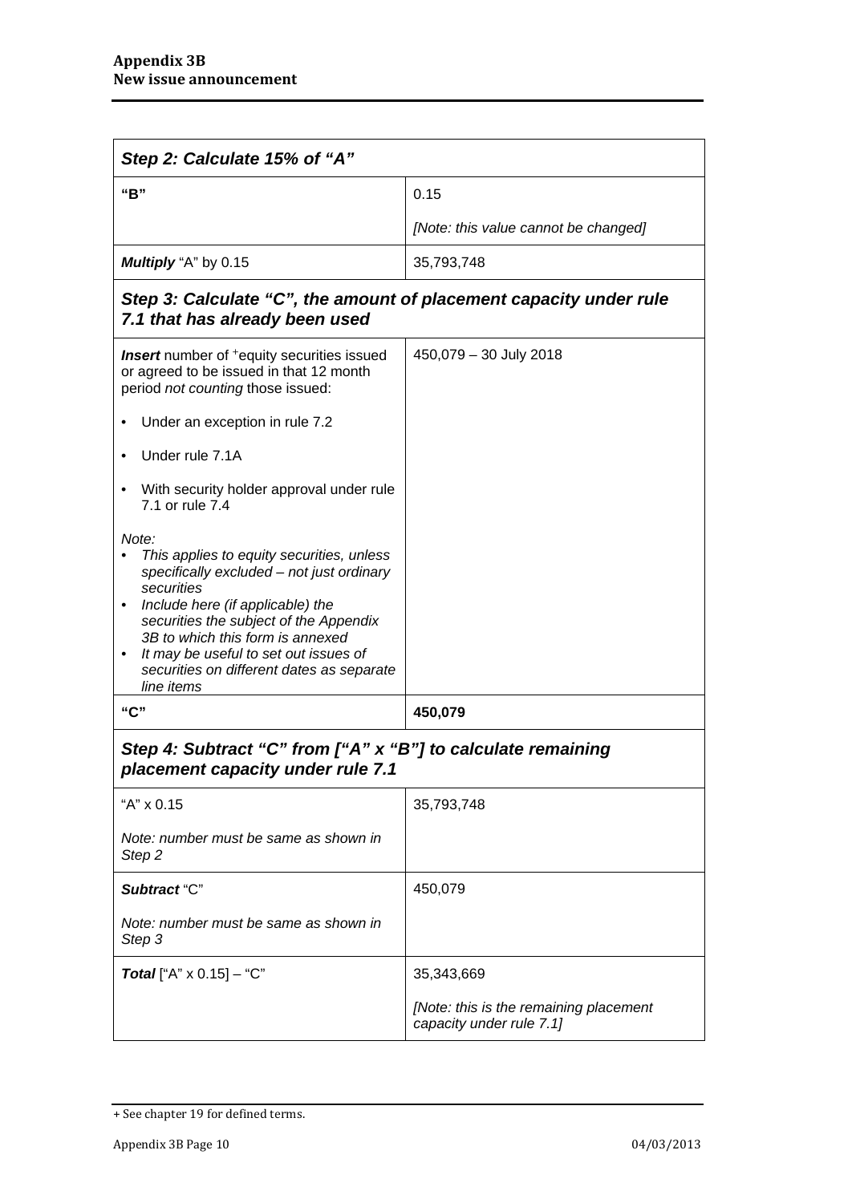| **Step 2: Calculate 15% of "A"** | |
| --- | --- |
| **"B"** | 0.15<br><br>*[Note: this value cannot be changed]* |
| ***Multiply*** "A" by 0.15 | 35,793,748 |
| ***Step 3: Calculate "C", the amount of placement capacity under rule 7.1 that has already been used*** | |
| ***Insert*** number of +equity securities issued or agreed to be issued in that 12 month period *not counting* those issued:<br><br>• Under an exception in rule 7.2<br><br>• Under rule 7.1A<br><br>• With security holder approval under rule 7.1 or rule 7.4<br><br>*Note:*<br>• *This applies to equity securities, unless specifically excluded – not just ordinary securities*<br>• *Include here (if applicable) the securities the subject of the Appendix 3B to which this form is annexed*<br>• *It may be useful to set out issues of securities on different dates as separate line items* | 450,079 – 30 July 2018 |
| **"C"** | **450,079** |
| ***Step 4: Subtract "C" from ["A" x "B"] to calculate remaining placement capacity under rule 7.1*** | |
| "A" x 0.15<br><br>*Note: number must be same as shown in Step 2* | 35,793,748 |
| ***Subtract*** "C"<br><br>*Note: number must be same as shown in Step 3* | 450,079 |
| ***Total*** ["A" x 0.15] – "C" | 35,343,669<br><br>*[Note: this is the remaining placement capacity under rule 7.1]* |

+ See chapter 19 for defined terms.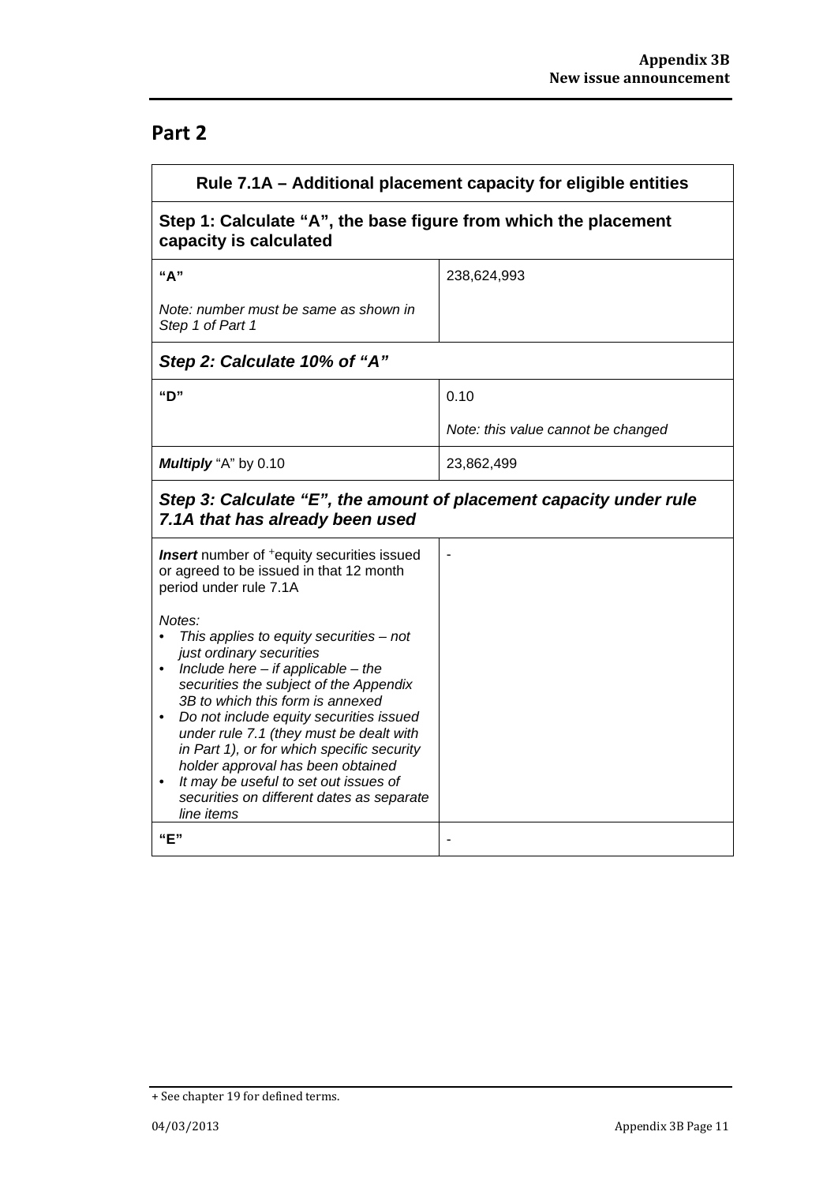## Part 2

| Rule 7.1A – Additional placement capacity for eligible entities | |
|---|---|
| **Step 1: Calculate "A", the base figure from which the placement capacity is calculated** | |
| **"A"**<br><br>*Note: number must be same as shown in Step 1 of Part 1* | 238,624,993 |
| ***Step 2: Calculate 10% of "A"*** | |
| **"D"** | 0.10<br><br>*Note: this value cannot be changed* |
| ***Multiply*** "A" by 0.10 | 23,862,499 |
| ***Step 3: Calculate "E", the amount of placement capacity under rule 7.1A that has already been used*** | |
| ***Insert*** number of +equity securities issued or agreed to be issued in that 12 month period under rule 7.1A<br><br>*Notes:*<br>• *This applies to equity securities – not just ordinary securities*<br>• *Include here – if applicable – the securities the subject of the Appendix 3B to which this form is annexed*<br>• *Do not include equity securities issued under rule 7.1 (they must be dealt with in Part 1), or for which specific security holder approval has been obtained*<br>• *It may be useful to set out issues of securities on different dates as separate line items* | - |
| **"E"** | - |

+ See chapter 19 for defined terms.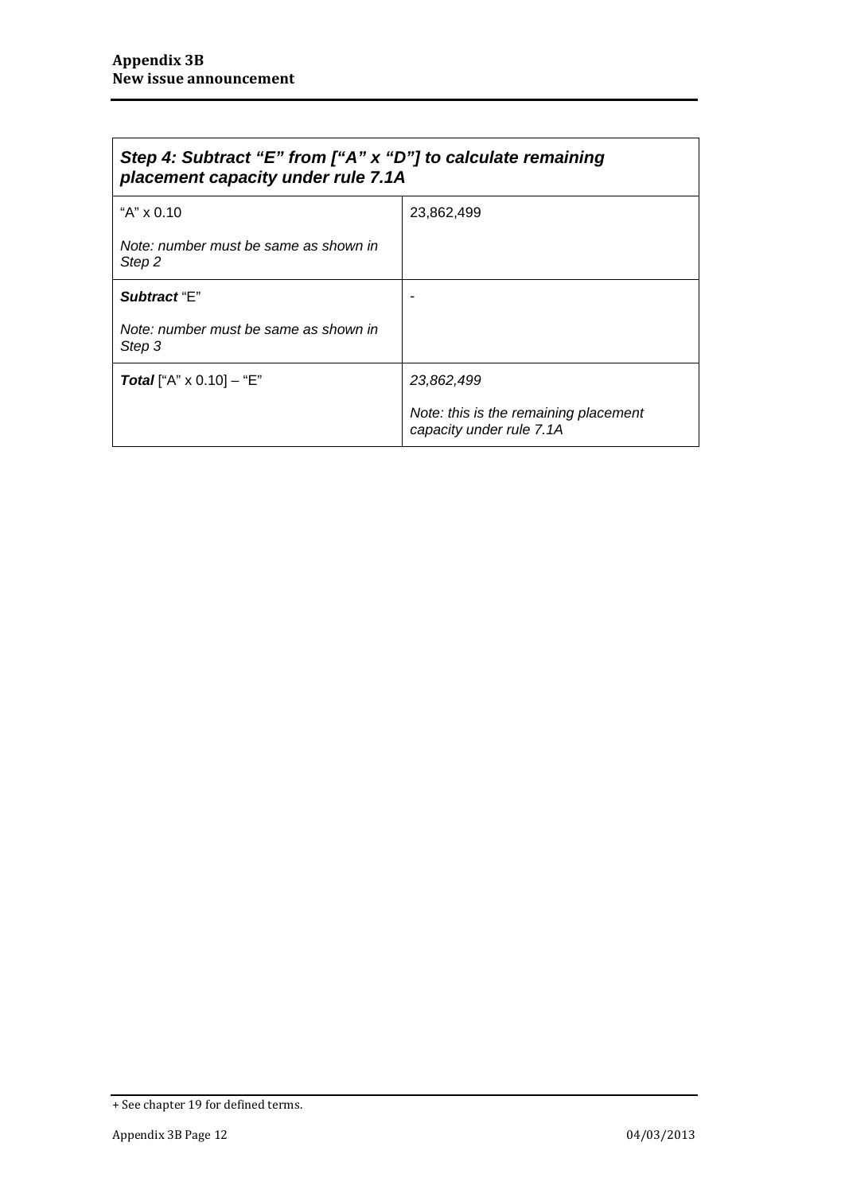| *Step 4: Subtract "E" from ["A" x "D"] to calculate remaining placement capacity under rule 7.1A* | |
|---|---|
| "A" x 0.10<br><br>*Note: number must be same as shown in Step 2* | 23,862,499 |
| ***Subtract*** "E"<br><br>*Note: number must be same as shown in Step 3* | - |
| ***Total*** ["A" x 0.10] – "E" | *23,862,499*<br><br>*Note: this is the remaining placement capacity under rule 7.1A* |

+ See chapter 19 for defined terms.